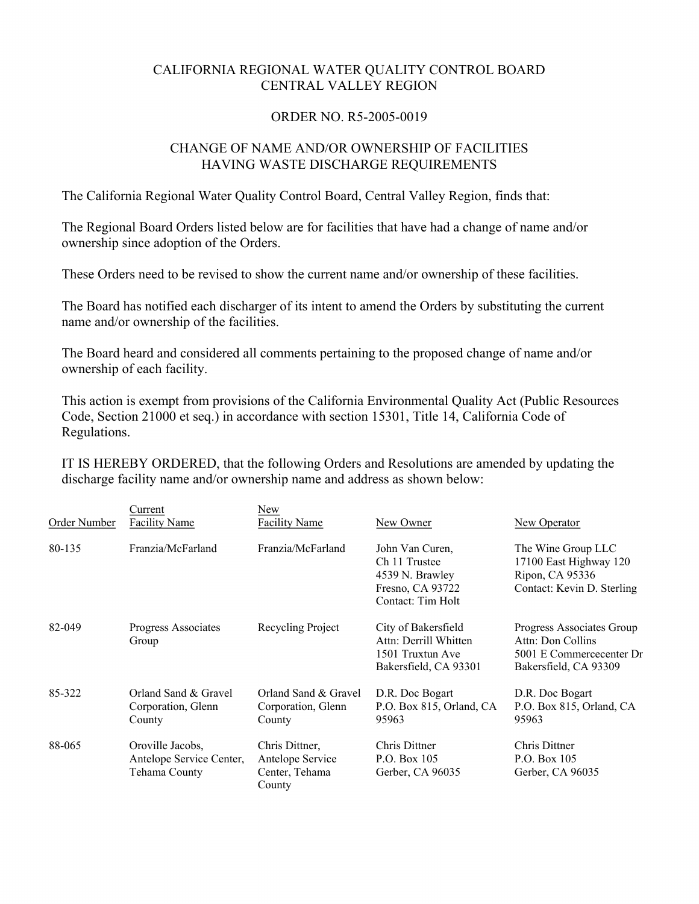# CALIFORNIA REGIONAL WATER QUALITY CONTROL BOARD
# CENTRAL VALLEY REGION

## ORDER NO. R5-2005-0019

## CHANGE OF NAME AND/OR OWNERSHIP OF FACILITIES HAVING WASTE DISCHARGE REQUIREMENTS

The California Regional Water Quality Control Board, Central Valley Region, finds that:

The Regional Board Orders listed below are for facilities that have had a change of name and/or ownership since adoption of the Orders.

These Orders need to be revised to show the current name and/or ownership of these facilities.

The Board has notified each discharger of its intent to amend the Orders by substituting the current name and/or ownership of the facilities.

The Board heard and considered all comments pertaining to the proposed change of name and/or ownership of each facility.

This action is exempt from provisions of the California Environmental Quality Act (Public Resources Code, Section 21000 et seq.) in accordance with section 15301, Title 14, California Code of Regulations.

IT IS HEREBY ORDERED, that the following Orders and Resolutions are amended by updating the discharge facility name and/or ownership name and address as shown below:

| Order Number | Current Facility Name | New Facility Name | New Owner | New Operator |
|---|---|---|---|---|
| 80-135 | Franzia/McFarland | Franzia/McFarland | John Van Curen, Ch 11 Trustee 4539 N. Brawley Fresno, CA 93722 Contact: Tim Holt | The Wine Group LLC 17100 East Highway 120 Ripon, CA 95336 Contact: Kevin D. Sterling |
| 82-049 | Progress Associates Group | Recycling Project | City of Bakersfield Attn: Derrill Whitten 1501 Truxtun Ave Bakersfield, CA 93301 | Progress Associates Group Attn: Don Collins 5001 E Commercecenter Dr Bakersfield, CA 93309 |
| 85-322 | Orland Sand & Gravel Corporation, Glenn County | Orland Sand & Gravel Corporation, Glenn County | D.R. Doc Bogart P.O. Box 815, Orland, CA 95963 | D.R. Doc Bogart P.O. Box 815, Orland, CA 95963 |
| 88-065 | Oroville Jacobs, Antelope Service Center, Tehama County | Chris Dittner, Antelope Service Center, Tehama County | Chris Dittner P.O. Box 105 Gerber, CA 96035 | Chris Dittner P.O. Box 105 Gerber, CA 96035 |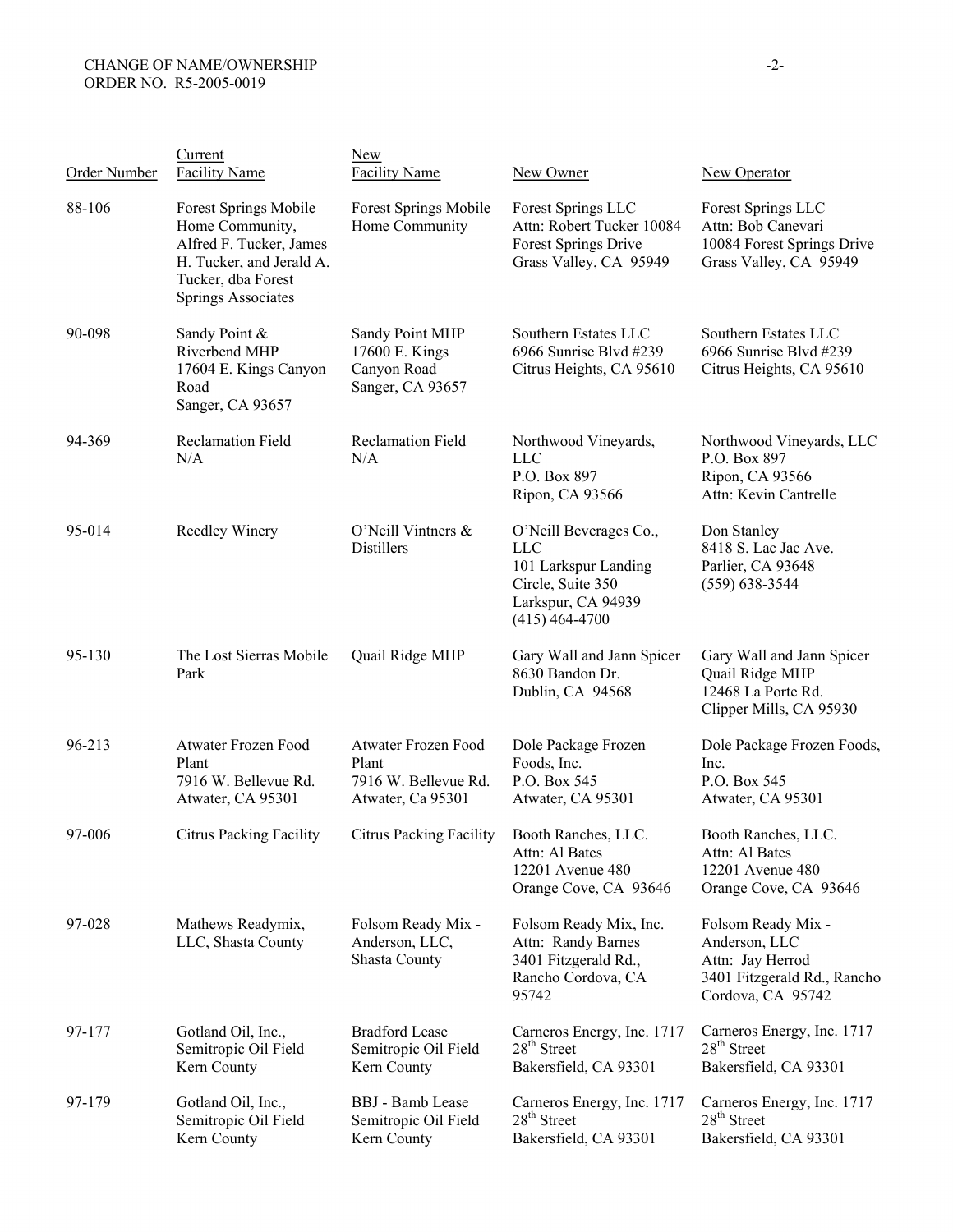| Order Number | Current Facility Name | New Facility Name | New Owner | New Operator |
|---|---|---|---|---|
| 88-106 | Forest Springs Mobile Home Community, Alfred F. Tucker, James H. Tucker, and Jerald A. Tucker, dba Forest Springs Associates | Forest Springs Mobile Home Community | Forest Springs LLC Attn: Robert Tucker 10084 Forest Springs Drive Grass Valley, CA 95949 | Forest Springs LLC Attn: Bob Canevari 10084 Forest Springs Drive Grass Valley, CA 95949 |
| 90-098 | Sandy Point & Riverbend MHP 17604 E. Kings Canyon Road Sanger, CA 93657 | Sandy Point MHP 17600 E. Kings Canyon Road Sanger, CA 93657 | Southern Estates LLC 6966 Sunrise Blvd #239 Citrus Heights, CA 95610 | Southern Estates LLC 6966 Sunrise Blvd #239 Citrus Heights, CA 95610 |
| 94-369 | Reclamation Field N/A | Reclamation Field N/A | Northwood Vineyards, LLC P.O. Box 897 Ripon, CA 93566 | Northwood Vineyards, LLC P.O. Box 897 Ripon, CA 93566 Attn: Kevin Cantrelle |
| 95-014 | Reedley Winery | O'Neill Vintners & Distillers | O'Neill Beverages Co., LLC 101 Larkspur Landing Circle, Suite 350 Larkspur, CA 94939 (415) 464-4700 | Don Stanley 8418 S. Lac Jac Ave. Parlier, CA 93648 (559) 638-3544 |
| 95-130 | The Lost Sierras Mobile Park | Quail Ridge MHP | Gary Wall and Jann Spicer 8630 Bandon Dr. Dublin, CA 94568 | Gary Wall and Jann Spicer Quail Ridge MHP 12468 La Porte Rd. Clipper Mills, CA 95930 |
| 96-213 | Atwater Frozen Food Plant 7916 W. Bellevue Rd. Atwater, CA 95301 | Atwater Frozen Food Plant 7916 W. Bellevue Rd. Atwater, Ca 95301 | Dole Package Frozen Foods, Inc. P.O. Box 545 Atwater, CA 95301 | Dole Package Frozen Foods, Inc. P.O. Box 545 Atwater, CA 95301 |
| 97-006 | Citrus Packing Facility | Citrus Packing Facility | Booth Ranches, LLC. Attn: Al Bates 12201 Avenue 480 Orange Cove, CA 93646 | Booth Ranches, LLC. Attn: Al Bates 12201 Avenue 480 Orange Cove, CA 93646 |
| 97-028 | Mathews Readymix, LLC, Shasta County | Folsom Ready Mix - Anderson, LLC, Shasta County | Folsom Ready Mix, Inc. Attn: Randy Barnes 3401 Fitzgerald Rd., Rancho Cordova, CA 95742 | Folsom Ready Mix - Anderson, LLC Attn: Jay Herrod 3401 Fitzgerald Rd., Rancho Cordova, CA 95742 |
| 97-177 | Gotland Oil, Inc., Semitropic Oil Field Kern County | Bradford Lease Semitropic Oil Field Kern County | Carneros Energy, Inc. 1717 28th Street Bakersfield, CA 93301 | Carneros Energy, Inc. 1717 28th Street Bakersfield, CA 93301 |
| 97-179 | Gotland Oil, Inc., Semitropic Oil Field Kern County | BBJ - Bamb Lease Semitropic Oil Field Kern County | Carneros Energy, Inc. 1717 28th Street Bakersfield, CA 93301 | Carneros Energy, Inc. 1717 28th Street Bakersfield, CA 93301 |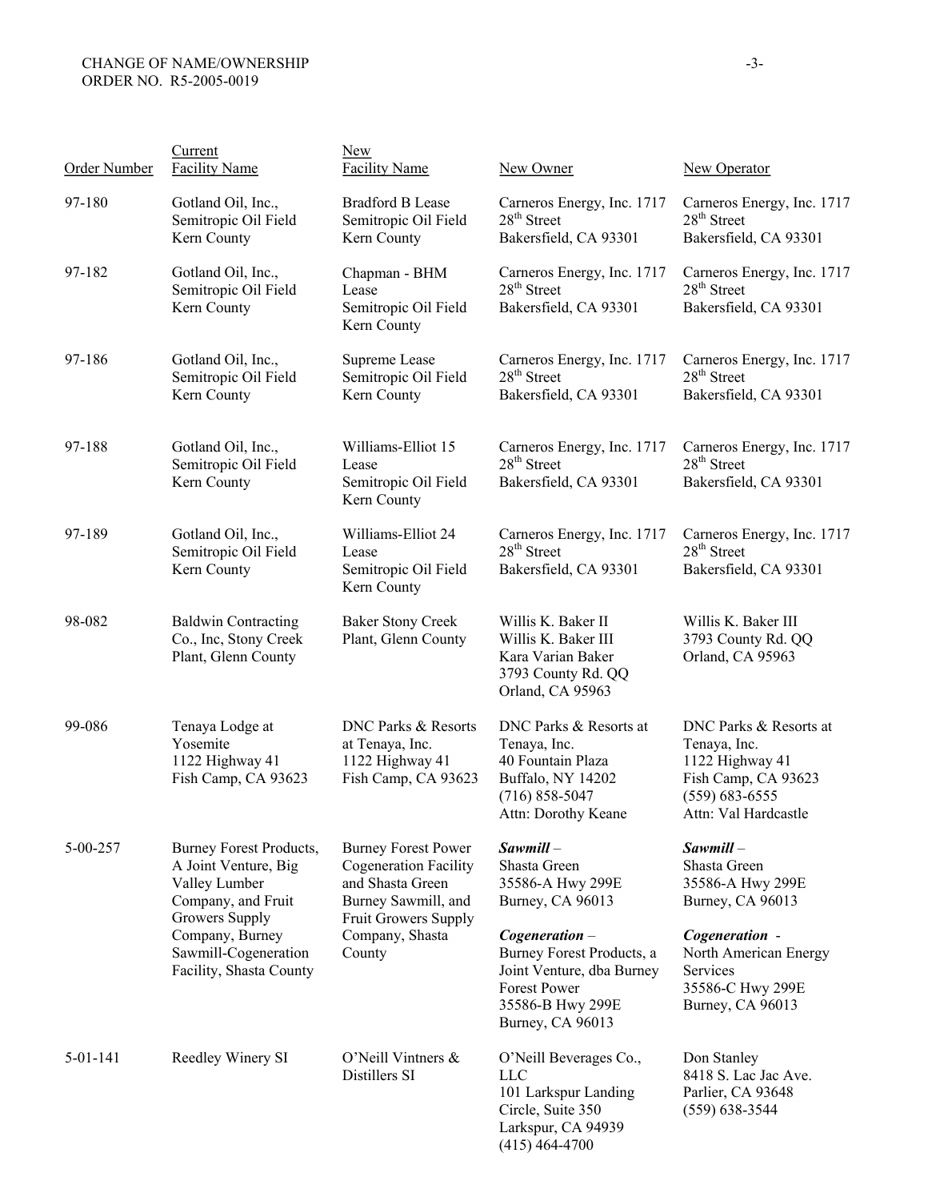| Order Number | Current Facility Name | New Facility Name | New Owner | New Operator |
|---|---|---|---|---|
| 97-180 | Gotland Oil, Inc., Semitropic Oil Field Kern County | Bradford B Lease Semitropic Oil Field Kern County | Carneros Energy, Inc. 1717 28th Street Bakersfield, CA 93301 | Carneros Energy, Inc. 1717 28th Street Bakersfield, CA 93301 |
| 97-182 | Gotland Oil, Inc., Semitropic Oil Field Kern County | Chapman - BHM Lease Semitropic Oil Field Kern County | Carneros Energy, Inc. 1717 28th Street Bakersfield, CA 93301 | Carneros Energy, Inc. 1717 28th Street Bakersfield, CA 93301 |
| 97-186 | Gotland Oil, Inc., Semitropic Oil Field Kern County | Supreme Lease Semitropic Oil Field Kern County | Carneros Energy, Inc. 1717 28th Street Bakersfield, CA 93301 | Carneros Energy, Inc. 1717 28th Street Bakersfield, CA 93301 |
| 97-188 | Gotland Oil, Inc., Semitropic Oil Field Kern County | Williams-Elliot 15 Lease Semitropic Oil Field Kern County | Carneros Energy, Inc. 1717 28th Street Bakersfield, CA 93301 | Carneros Energy, Inc. 1717 28th Street Bakersfield, CA 93301 |
| 97-189 | Gotland Oil, Inc., Semitropic Oil Field Kern County | Williams-Elliot 24 Lease Semitropic Oil Field Kern County | Carneros Energy, Inc. 1717 28th Street Bakersfield, CA 93301 | Carneros Energy, Inc. 1717 28th Street Bakersfield, CA 93301 |
| 98-082 | Baldwin Contracting Co., Inc, Stony Creek Plant, Glenn County | Baker Stony Creek Plant, Glenn County | Willis K. Baker II Willis K. Baker III Kara Varian Baker 3793 County Rd. QQ Orland, CA 95963 | Willis K. Baker III 3793 County Rd. QQ Orland, CA 95963 |
| 99-086 | Tenaya Lodge at Yosemite 1122 Highway 41 Fish Camp, CA 93623 | DNC Parks & Resorts at Tenaya, Inc. 1122 Highway 41 Fish Camp, CA 93623 | DNC Parks & Resorts at Tenaya, Inc. 40 Fountain Plaza Buffalo, NY 14202 (716) 858-5047 Attn: Dorothy Keane | DNC Parks & Resorts at Tenaya, Inc. 1122 Highway 41 Fish Camp, CA 93623 (559) 683-6555 Attn: Val Hardcastle |
| 5-00-257 | Burney Forest Products, A Joint Venture, Big Valley Lumber Company, and Fruit Growers Supply Company, Burney Sawmill-Cogeneration Facility, Shasta County | Burney Forest Power Cogeneration Facility and Shasta Green Burney Sawmill, and Fruit Growers Supply Company, Shasta County | ***Sawmill*** – Shasta Green 35586-A Hwy 299E Burney, CA 96013 ***Cogeneration*** – Burney Forest Products, a Joint Venture, dba Burney Forest Power 35586-B Hwy 299E Burney, CA 96013 | ***Sawmill*** – Shasta Green 35586-A Hwy 299E Burney, CA 96013 ***Cogeneration*** - North American Energy Services 35586-C Hwy 299E Burney, CA 96013 |
| 5-01-141 | Reedley Winery SI | O'Neill Vintners & Distillers SI | O'Neill Beverages Co., LLC 101 Larkspur Landing Circle, Suite 350 Larkspur, CA 94939 (415) 464-4700 | Don Stanley 8418 S. Lac Jac Ave. Parlier, CA 93648 (559) 638-3544 |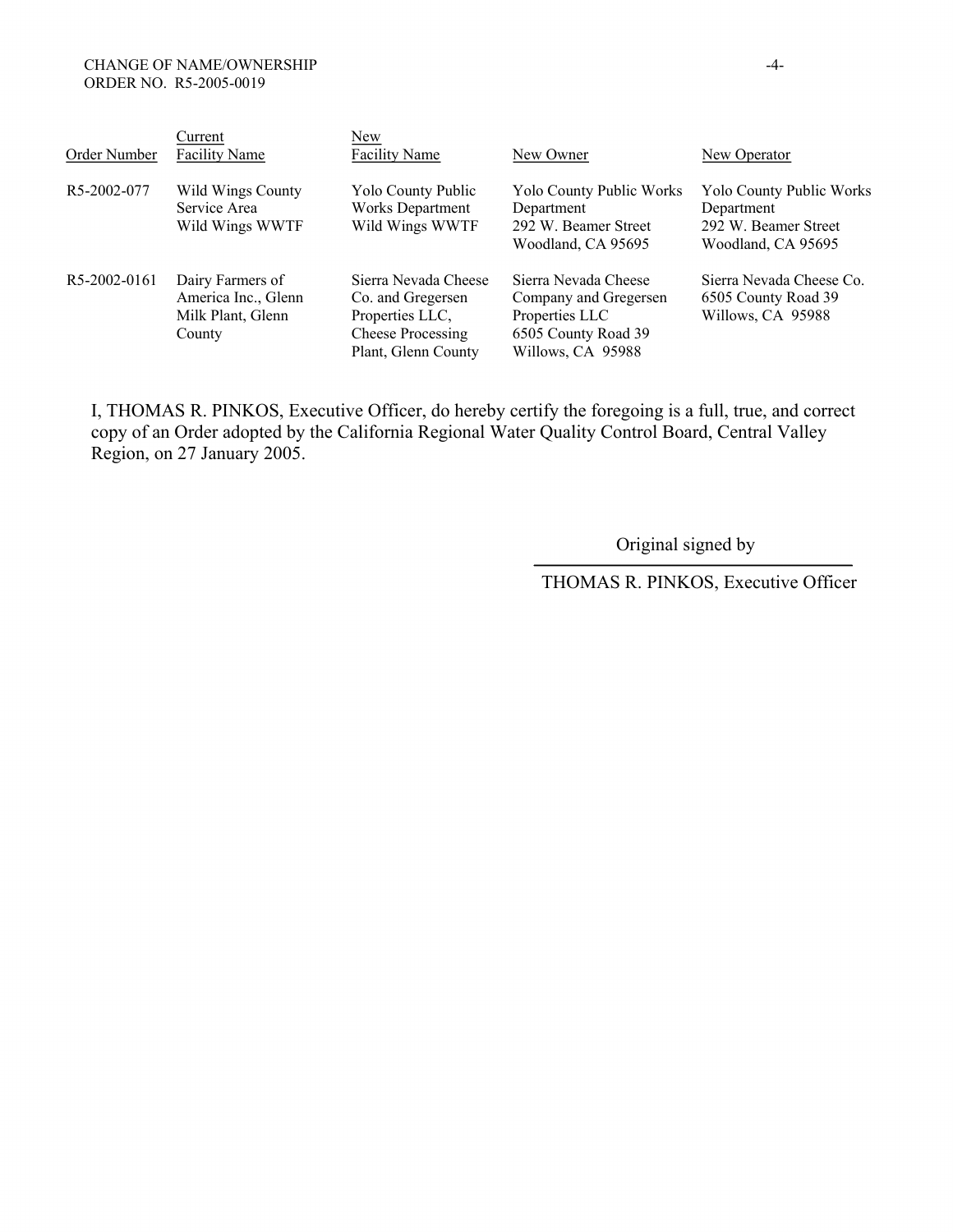| Order Number | Current Facility Name | New Facility Name | New Owner | New Operator |
|---|---|---|---|---|
| R5-2002-077 | Wild Wings County Service Area Wild Wings WWTF | Yolo County Public Works Department Wild Wings WWTF | Yolo County Public Works Department 292 W. Beamer Street Woodland, CA 95695 | Yolo County Public Works Department 292 W. Beamer Street Woodland, CA 95695 |
| R5-2002-0161 | Dairy Farmers of America Inc., Glenn Milk Plant, Glenn County | Sierra Nevada Cheese Co. and Gregersen Properties LLC, Cheese Processing Plant, Glenn County | Sierra Nevada Cheese Company and Gregersen Properties LLC 6505 County Road 39 Willows, CA 95988 | Sierra Nevada Cheese Co. 6505 County Road 39 Willows, CA 95988 |

I, THOMAS R. PINKOS, Executive Officer, do hereby certify the foregoing is a full, true, and correct copy of an Order adopted by the California Regional Water Quality Control Board, Central Valley Region, on 27 January 2005.

Original signed by

THOMAS R. PINKOS, Executive Officer